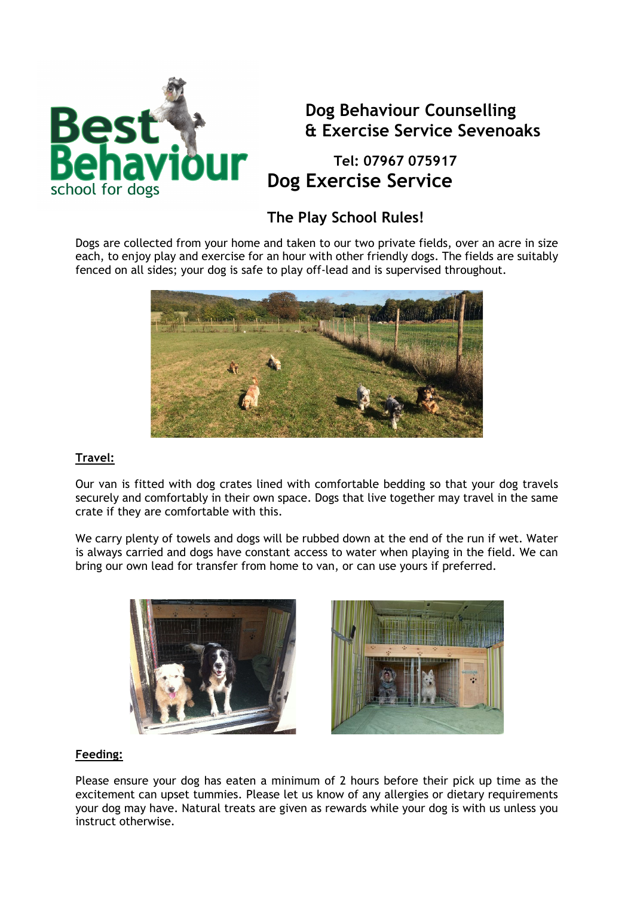Best Behaviour school for dogs

## Dog Behaviour Counselling & Exercise Service Sevenoaks

**Tel: 07967 075917**

# Dog Exercise Service

## The Play School Rules!

Dogs are collected from your home and taken to our two private fields, over an acre in size each, to enjoy play and exercise for an hour with other friendly dogs. The fields are suitably fenced on all sides; your dog is safe to play off-lead and is supervised throughout.

### Travel:

Our van is fitted with dog crates lined with comfortable bedding so that your dog travels securely and comfortably in their own space. Dogs that live together may travel in the same crate if they are comfortable with this.

We carry plenty of towels and dogs will be rubbed down at the end of the run if wet. Water is always carried and dogs have constant access to water when playing in the field. We can bring our own lead for transfer from home to van, or can use yours if preferred.

### Feeding:

Please ensure your dog has eaten a minimum of 2 hours before their pick up time as the excitement can upset tummies. Please let us know of any allergies or dietary requirements your dog may have. Natural treats are given as rewards while your dog is with us unless you instruct otherwise.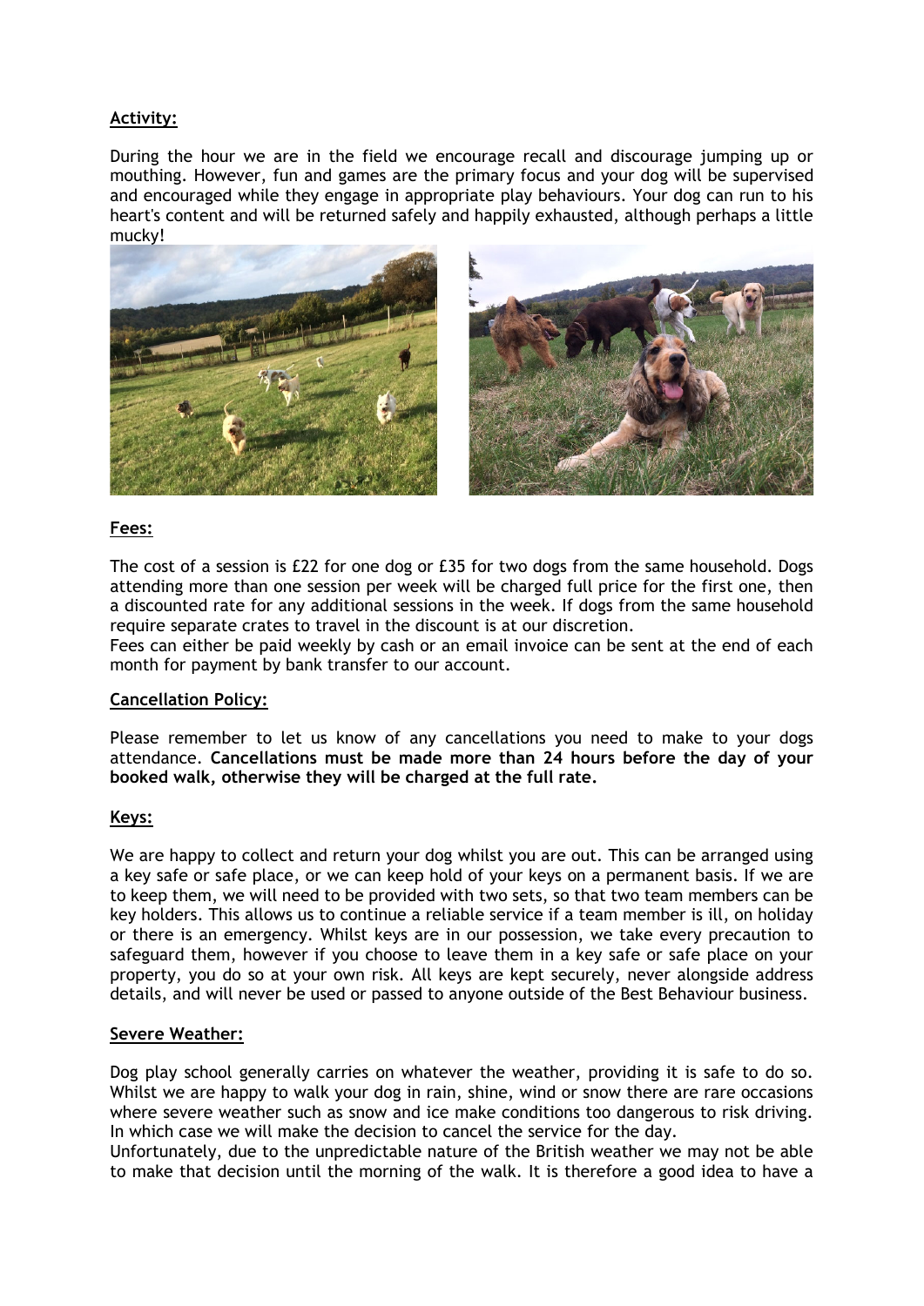**Activity:**

During the hour we are in the field we encourage recall and discourage jumping up or mouthing. However, fun and games are the primary focus and your dog will be supervised and encouraged while they engage in appropriate play behaviours. Your dog can run to his heart's content and will be returned safely and happily exhausted, although perhaps a little mucky!

**Fees:**

The cost of a session is £22 for one dog or £35 for two dogs from the same household. Dogs attending more than one session per week will be charged full price for the first one, then a discounted rate for any additional sessions in the week. If dogs from the same household require separate crates to travel in the discount is at our discretion.
Fees can either be paid weekly by cash or an email invoice can be sent at the end of each month for payment by bank transfer to our account.

**Cancellation Policy:**

Please remember to let us know of any cancellations you need to make to your dogs attendance. **Cancellations must be made more than 24 hours before the day of your booked walk, otherwise they will be charged at the full rate.**

**Keys:**

We are happy to collect and return your dog whilst you are out. This can be arranged using a key safe or safe place, or we can keep hold of your keys on a permanent basis. If we are to keep them, we will need to be provided with two sets, so that two team members can be key holders. This allows us to continue a reliable service if a team member is ill, on holiday or there is an emergency. Whilst keys are in our possession, we take every precaution to safeguard them, however if you choose to leave them in a key safe or safe place on your property, you do so at your own risk. All keys are kept securely, never alongside address details, and will never be used or passed to anyone outside of the Best Behaviour business.

**Severe Weather:**

Dog play school generally carries on whatever the weather, providing it is safe to do so. Whilst we are happy to walk your dog in rain, shine, wind or snow there are rare occasions where severe weather such as snow and ice make conditions too dangerous to risk driving. In which case we will make the decision to cancel the service for the day.
Unfortunately, due to the unpredictable nature of the British weather we may not be able to make that decision until the morning of the walk. It is therefore a good idea to have a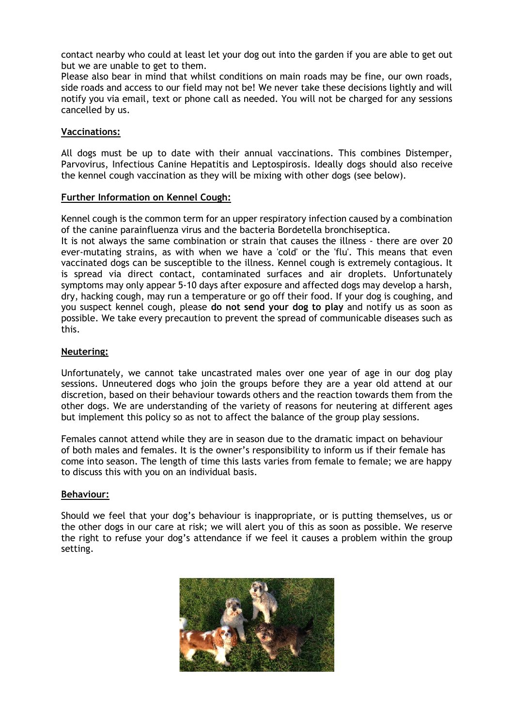contact nearby who could at least let your dog out into the garden if you are able to get out but we are unable to get to them.
Please also bear in mind that whilst conditions on main roads may be fine, our own roads, side roads and access to our field may not be! We never take these decisions lightly and will notify you via email, text or phone call as needed. You will not be charged for any sessions cancelled by us.

## Vaccinations:

All dogs must be up to date with their annual vaccinations. This combines Distemper, Parvovirus, Infectious Canine Hepatitis and Leptospirosis. Ideally dogs should also receive the kennel cough vaccination as they will be mixing with other dogs (see below).

## Further Information on Kennel Cough:

Kennel cough is the common term for an upper respiratory infection caused by a combination of the canine parainfluenza virus and the bacteria Bordetella bronchiseptica.
It is not always the same combination or strain that causes the illness - there are over 20 ever-mutating strains, as with when we have a 'cold' or the 'flu'. This means that even vaccinated dogs can be susceptible to the illness. Kennel cough is extremely contagious. It is spread via direct contact, contaminated surfaces and air droplets. Unfortunately symptoms may only appear 5-10 days after exposure and affected dogs may develop a harsh, dry, hacking cough, may run a temperature or go off their food. If your dog is coughing, and you suspect kennel cough, please **do not send your dog to play** and notify us as soon as possible. We take every precaution to prevent the spread of communicable diseases such as this.

## Neutering:

Unfortunately, we cannot take uncastrated males over one year of age in our dog play sessions. Unneutered dogs who join the groups before they are a year old attend at our discretion, based on their behaviour towards others and the reaction towards them from the other dogs. We are understanding of the variety of reasons for neutering at different ages but implement this policy so as not to affect the balance of the group play sessions.

Females cannot attend while they are in season due to the dramatic impact on behaviour of both males and females. It is the owner's responsibility to inform us if their female has come into season. The length of time this lasts varies from female to female; we are happy to discuss this with you on an individual basis.

## Behaviour:

Should we feel that your dog's behaviour is inappropriate, or is putting themselves, us or the other dogs in our care at risk; we will alert you of this as soon as possible. We reserve the right to refuse your dog's attendance if we feel it causes a problem within the group setting.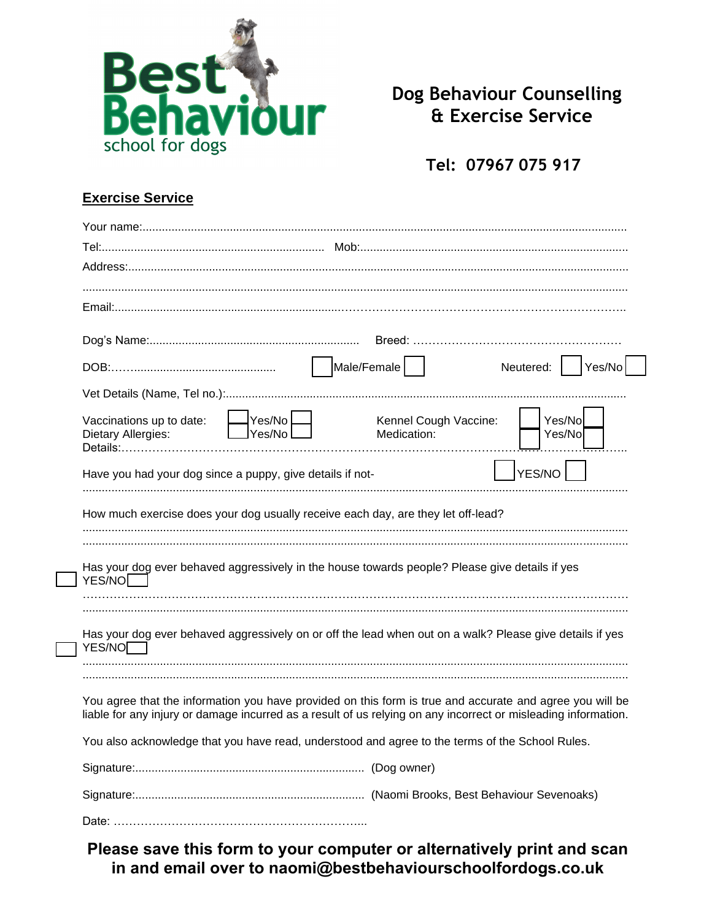Best Behaviour
school for dogs

## Dog Behaviour Counselling & Exercise Service

**Tel: 07967 075 917**

**Exercise Service**

Your name:...........................................................................................................................................

Tel:.................................................................... Mob:..................................................................................

Address:..................................................................................................................................................

..............................................................................................................................................................

Email:......................................................................................................................................................

Dog's Name:................................................................ Breed: ……………………………………………

DOB:……............................................ ☐ Male/Female ☐ Neutered: ☐ Yes/No ☐

Vet Details (Name, Tel no.):......................................................................................................................

Vaccinations up to date: ☐ Yes/No ☐ Kennel Cough Vaccine: ☐ Yes/No ☐
Dietary Allergies: ☐ Yes/No ☐ Medication: ☐ Yes/No ☐
Details:……………………………………………………………………………………………………………..

Have you had your dog since a puppy, give details if not- ☐ YES/NO ☐

..............................................................................................................................................................

How much exercise does your dog usually receive each day, are they let off-lead?

..............................................................................................................................................................

..............................................................................................................................................................

Has your dog ever behaved aggressively in the house towards people? Please give details if yes
☐ YES/NO ☐

……………………………………………………………………………………………………………………

..............................................................................................................................................................

Has your dog ever behaved aggressively on or off the lead when out on a walk? Please give details if yes
☐ YES/NO ☐

..............................................................................................................................................................

..............................................................................................................................................................

You agree that the information you have provided on this form is true and accurate and agree you will be liable for any injury or damage incurred as a result of us relying on any incorrect or misleading information.

You also acknowledge that you have read, understood and agree to the terms of the School Rules.

Signature:...................................................................... (Dog owner)

Signature:...................................................................... (Naomi Brooks, Best Behaviour Sevenoaks)

Date: …………………………………………………………...

**Please save this form to your computer or alternatively print and scan in and email over to naomi@bestbehaviourschoolfordogs.co.uk**